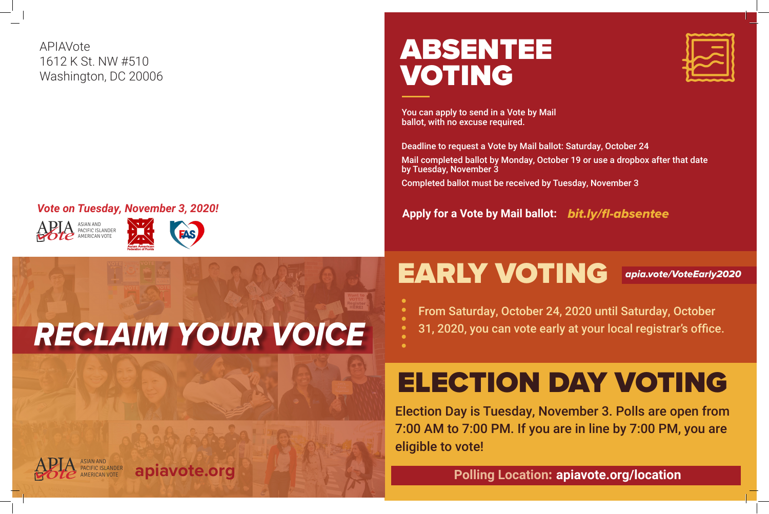APIAVote
1612 K St. NW #510
Washington, DC 20006

***Vote on Tuesday, November 3, 2020!***

APIA Vote ASIAN AND PACIFIC ISLANDER AMERICAN VOTE

Asian American Federation of Florida

FAS

# RECLAIM YOUR VOICE

APIA Vote ASIAN AND PACIFIC ISLANDER AMERICAN VOTE

**apiavote.org**

# ABSENTEE VOTING

You can apply to send in a Vote by Mail ballot, with no excuse required.

Deadline to request a Vote by Mail ballot: Saturday, October 24

Mail completed ballot by Monday, October 19 or use a dropbox after that date by Tuesday, November 3

Completed ballot must be received by Tuesday, November 3

**Apply for a Vote by Mail ballot:** ***bit.ly/fl-absentee***

# EARLY VOTING

***apia.vote/VoteEarly2020***

From Saturday, October 24, 2020 until Saturday, October 31, 2020, you can vote early at your local registrar's office.

# ELECTION DAY VOTING

Election Day is Tuesday, November 3. Polls are open from 7:00 AM to 7:00 PM. If you are in line by 7:00 PM, you are eligible to vote!

**Polling Location: apiavote.org/location**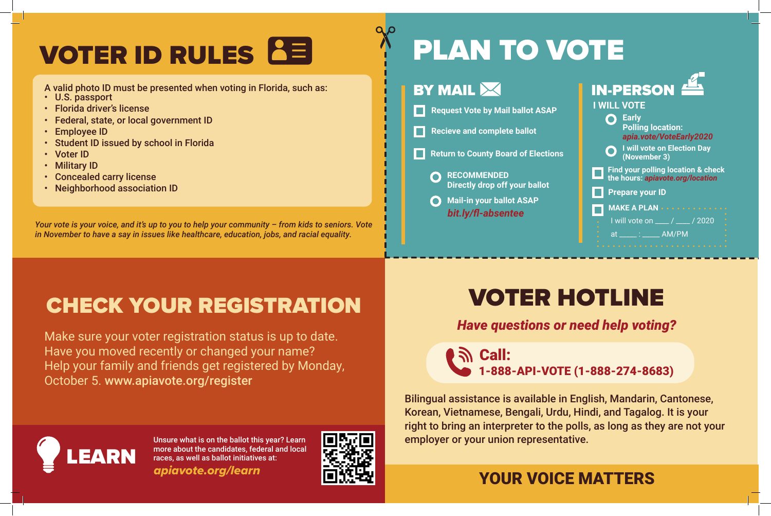# VOTER ID RULES

A valid photo ID must be presented when voting in Florida, such as:

- U.S. passport
- Florida driver's license
- Federal, state, or local government ID
- Employee ID
- Student ID issued by school in Florida
- Voter ID
- Military ID
- Concealed carry license
- Neighborhood association ID

*Your vote is your voice, and it's up to you to help your community – from kids to seniors. Vote in November to have a say in issues like healthcare, education, jobs, and racial equality.*

# PLAN TO VOTE

## BY MAIL

- ☐ Request Vote by Mail ballot ASAP
- ☐ Recieve and complete ballot
- ☐ Return to County Board of Elections
  - ○ RECOMMENDED Directly drop off your ballot
  - ○ Mail-in your ballot ASAP *bit.ly/fl-absentee*

## IN-PERSON

I WILL VOTE

- ○ Early Polling location: *apia.vote/VoteEarly2020*
- ○ I will vote on Election Day (November 3)

- ☐ Find your polling location & check the hours: *apiavote.org/location*
- ☐ Prepare your ID
- ☐ MAKE A PLAN

  I will vote on ___ / ___ / 2020

  at ____ : ____ AM/PM

# CHECK YOUR REGISTRATION

Make sure your voter registration status is up to date. Have you moved recently or changed your name? Help your family and friends get registered by Monday, October 5. **www.apiavote.org/register**

# LEARN

Unsure what is on the ballot this year? Learn more about the candidates, federal and local races, as well as ballot initiatives at:

***apiavote.org/learn***

# VOTER HOTLINE

***Have questions or need help voting?***

**Call: 1-888-API-VOTE (1-888-274-8683)**

Bilingual assistance is available in English, Mandarin, Cantonese, Korean, Vietnamese, Bengali, Urdu, Hindi, and Tagalog. It is your right to bring an interpreter to the polls, as long as they are not your employer or your union representative.

## YOUR VOICE MATTERS